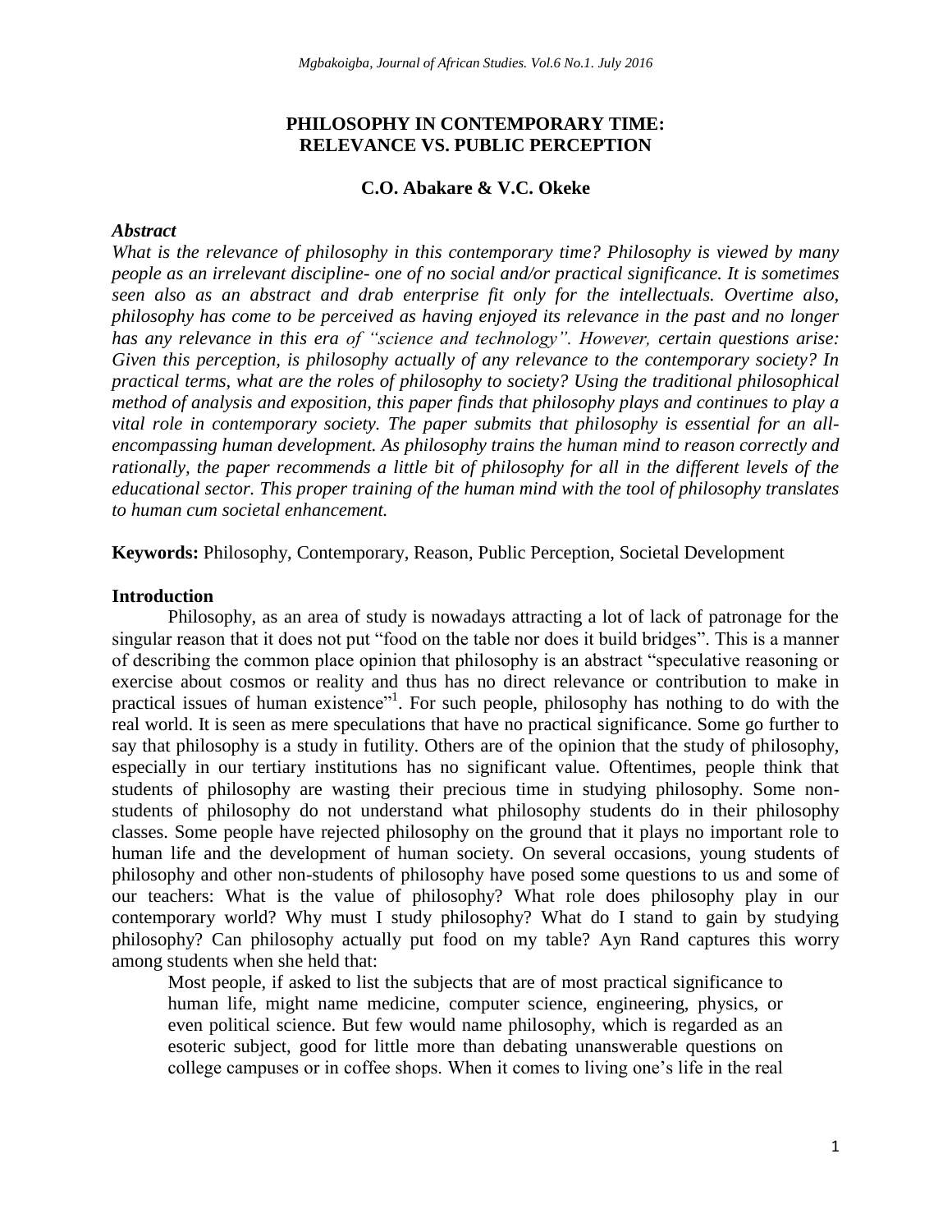# PHILOSOPHY IN CONTEMPORARY TIME: RELEVANCE VS. PUBLIC PERCEPTION

**C.O. Abakare & V.C. Okeke**

### *Abstract*

*What is the relevance of philosophy in this contemporary time? Philosophy is viewed by many people as an irrelevant discipline- one of no social and/or practical significance. It is sometimes seen also as an abstract and drab enterprise fit only for the intellectuals. Overtime also, philosophy has come to be perceived as having enjoyed its relevance in the past and no longer has any relevance in this era of "science and technology". However, certain questions arise: Given this perception, is philosophy actually of any relevance to the contemporary society? In practical terms, what are the roles of philosophy to society? Using the traditional philosophical method of analysis and exposition, this paper finds that philosophy plays and continues to play a vital role in contemporary society. The paper submits that philosophy is essential for an all-encompassing human development. As philosophy trains the human mind to reason correctly and rationally, the paper recommends a little bit of philosophy for all in the different levels of the educational sector. This proper training of the human mind with the tool of philosophy translates to human cum societal enhancement.*

**Keywords:** Philosophy, Contemporary, Reason, Public Perception, Societal Development

### Introduction

Philosophy, as an area of study is nowadays attracting a lot of lack of patronage for the singular reason that it does not put "food on the table nor does it build bridges". This is a manner of describing the common place opinion that philosophy is an abstract "speculative reasoning or exercise about cosmos or reality and thus has no direct relevance or contribution to make in practical issues of human existence"[1]. For such people, philosophy has nothing to do with the real world. It is seen as mere speculations that have no practical significance. Some go further to say that philosophy is a study in futility. Others are of the opinion that the study of philosophy, especially in our tertiary institutions has no significant value. Oftentimes, people think that students of philosophy are wasting their precious time in studying philosophy. Some non-students of philosophy do not understand what philosophy students do in their philosophy classes. Some people have rejected philosophy on the ground that it plays no important role to human life and the development of human society. On several occasions, young students of philosophy and other non-students of philosophy have posed some questions to us and some of our teachers: What is the value of philosophy? What role does philosophy play in our contemporary world? Why must I study philosophy? What do I stand to gain by studying philosophy? Can philosophy actually put food on my table? Ayn Rand captures this worry among students when she held that:

> Most people, if asked to list the subjects that are of most practical significance to human life, might name medicine, computer science, engineering, physics, or even political science. But few would name philosophy, which is regarded as an esoteric subject, good for little more than debating unanswerable questions on college campuses or in coffee shops. When it comes to living one's life in the real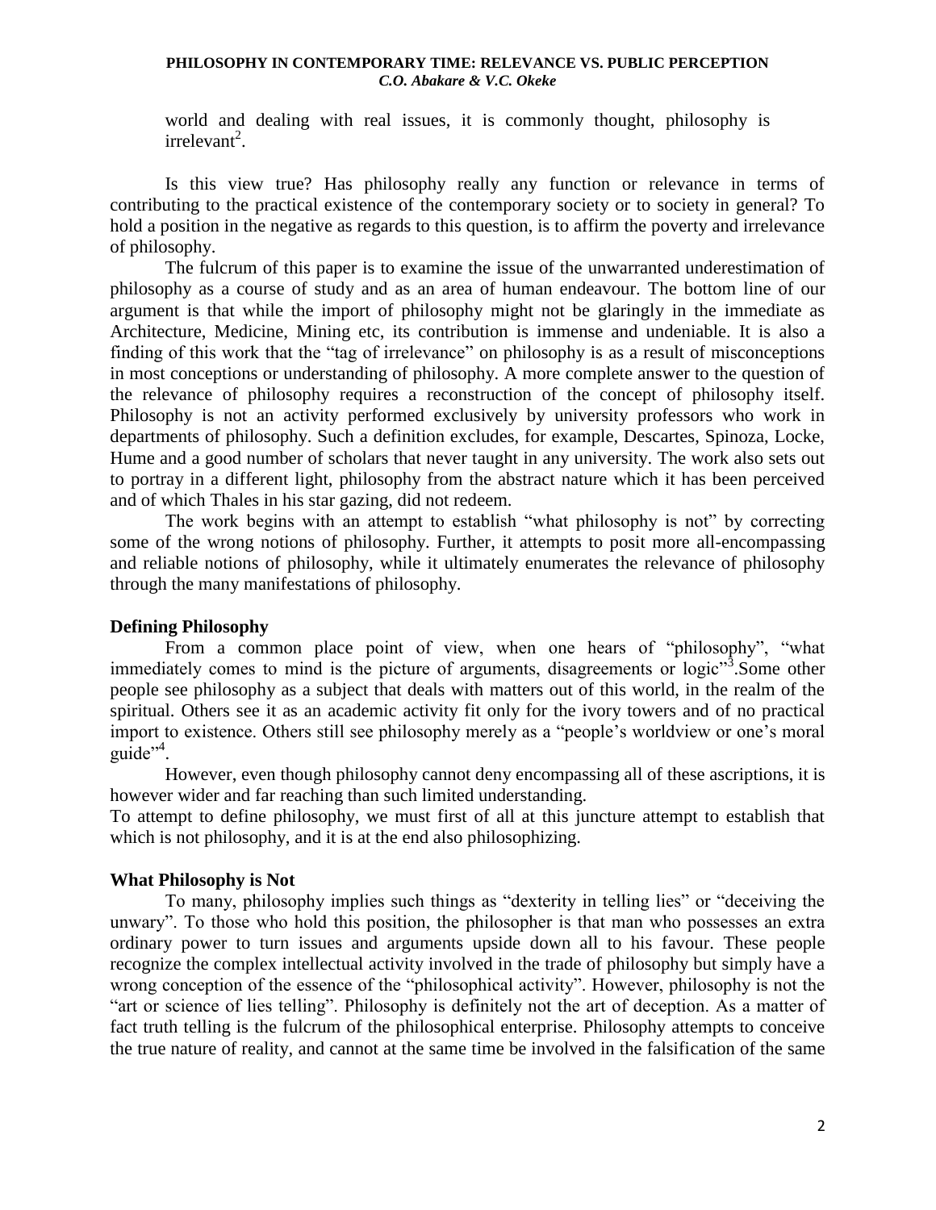world and dealing with real issues, it is commonly thought, philosophy is irrelevant[2].

Is this view true? Has philosophy really any function or relevance in terms of contributing to the practical existence of the contemporary society or to society in general? To hold a position in the negative as regards to this question, is to affirm the poverty and irrelevance of philosophy.

The fulcrum of this paper is to examine the issue of the unwarranted underestimation of philosophy as a course of study and as an area of human endeavour. The bottom line of our argument is that while the import of philosophy might not be glaringly in the immediate as Architecture, Medicine, Mining etc, its contribution is immense and undeniable. It is also a finding of this work that the "tag of irrelevance" on philosophy is as a result of misconceptions in most conceptions or understanding of philosophy. A more complete answer to the question of the relevance of philosophy requires a reconstruction of the concept of philosophy itself. Philosophy is not an activity performed exclusively by university professors who work in departments of philosophy. Such a definition excludes, for example, Descartes, Spinoza, Locke, Hume and a good number of scholars that never taught in any university. The work also sets out to portray in a different light, philosophy from the abstract nature which it has been perceived and of which Thales in his star gazing, did not redeem.

The work begins with an attempt to establish "what philosophy is not" by correcting some of the wrong notions of philosophy. Further, it attempts to posit more all-encompassing and reliable notions of philosophy, while it ultimately enumerates the relevance of philosophy through the many manifestations of philosophy.

## Defining Philosophy

From a common place point of view, when one hears of "philosophy", "what immediately comes to mind is the picture of arguments, disagreements or logic"[3].Some other people see philosophy as a subject that deals with matters out of this world, in the realm of the spiritual. Others see it as an academic activity fit only for the ivory towers and of no practical import to existence. Others still see philosophy merely as a "people's worldview or one's moral guide"[4].

However, even though philosophy cannot deny encompassing all of these ascriptions, it is however wider and far reaching than such limited understanding.

To attempt to define philosophy, we must first of all at this juncture attempt to establish that which is not philosophy, and it is at the end also philosophizing.

## What Philosophy is Not

To many, philosophy implies such things as "dexterity in telling lies" or "deceiving the unwary". To those who hold this position, the philosopher is that man who possesses an extra ordinary power to turn issues and arguments upside down all to his favour. These people recognize the complex intellectual activity involved in the trade of philosophy but simply have a wrong conception of the essence of the "philosophical activity". However, philosophy is not the "art or science of lies telling". Philosophy is definitely not the art of deception. As a matter of fact truth telling is the fulcrum of the philosophical enterprise. Philosophy attempts to conceive the true nature of reality, and cannot at the same time be involved in the falsification of the same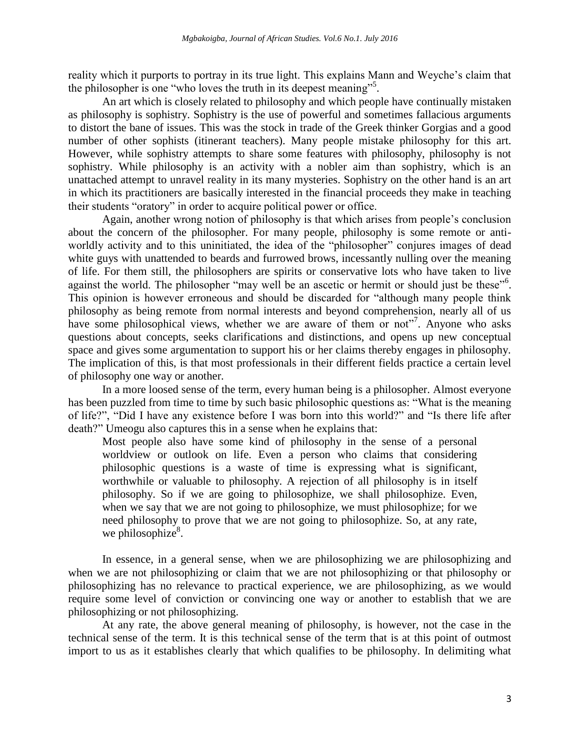reality which it purports to portray in its true light. This explains Mann and Weyche's claim that the philosopher is one "who loves the truth in its deepest meaning"[5].

An art which is closely related to philosophy and which people have continually mistaken as philosophy is sophistry. Sophistry is the use of powerful and sometimes fallacious arguments to distort the bane of issues. This was the stock in trade of the Greek thinker Gorgias and a good number of other sophists (itinerant teachers). Many people mistake philosophy for this art. However, while sophistry attempts to share some features with philosophy, philosophy is not sophistry. While philosophy is an activity with a nobler aim than sophistry, which is an unattached attempt to unravel reality in its many mysteries. Sophistry on the other hand is an art in which its practitioners are basically interested in the financial proceeds they make in teaching their students "oratory" in order to acquire political power or office.

Again, another wrong notion of philosophy is that which arises from people's conclusion about the concern of the philosopher. For many people, philosophy is some remote or anti-worldly activity and to this uninitiated, the idea of the "philosopher" conjures images of dead white guys with unattended to beards and furrowed brows, incessantly nulling over the meaning of life. For them still, the philosophers are spirits or conservative lots who have taken to live against the world. The philosopher "may well be an ascetic or hermit or should just be these"[6]. This opinion is however erroneous and should be discarded for "although many people think philosophy as being remote from normal interests and beyond comprehension, nearly all of us have some philosophical views, whether we are aware of them or not"[7]. Anyone who asks questions about concepts, seeks clarifications and distinctions, and opens up new conceptual space and gives some argumentation to support his or her claims thereby engages in philosophy. The implication of this, is that most professionals in their different fields practice a certain level of philosophy one way or another.

In a more loosed sense of the term, every human being is a philosopher. Almost everyone has been puzzled from time to time by such basic philosophic questions as: "What is the meaning of life?", "Did I have any existence before I was born into this world?" and "Is there life after death?" Umeogu also captures this in a sense when he explains that:

> Most people also have some kind of philosophy in the sense of a personal worldview or outlook on life. Even a person who claims that considering philosophic questions is a waste of time is expressing what is significant, worthwhile or valuable to philosophy. A rejection of all philosophy is in itself philosophy. So if we are going to philosophize, we shall philosophize. Even, when we say that we are not going to philosophize, we must philosophize; for we need philosophy to prove that we are not going to philosophize. So, at any rate, we philosophize[8].

In essence, in a general sense, when we are philosophizing we are philosophizing and when we are not philosophizing or claim that we are not philosophizing or that philosophy or philosophizing has no relevance to practical experience, we are philosophizing, as we would require some level of conviction or convincing one way or another to establish that we are philosophizing or not philosophizing.

At any rate, the above general meaning of philosophy, is however, not the case in the technical sense of the term. It is this technical sense of the term that is at this point of outmost import to us as it establishes clearly that which qualifies to be philosophy. In delimiting what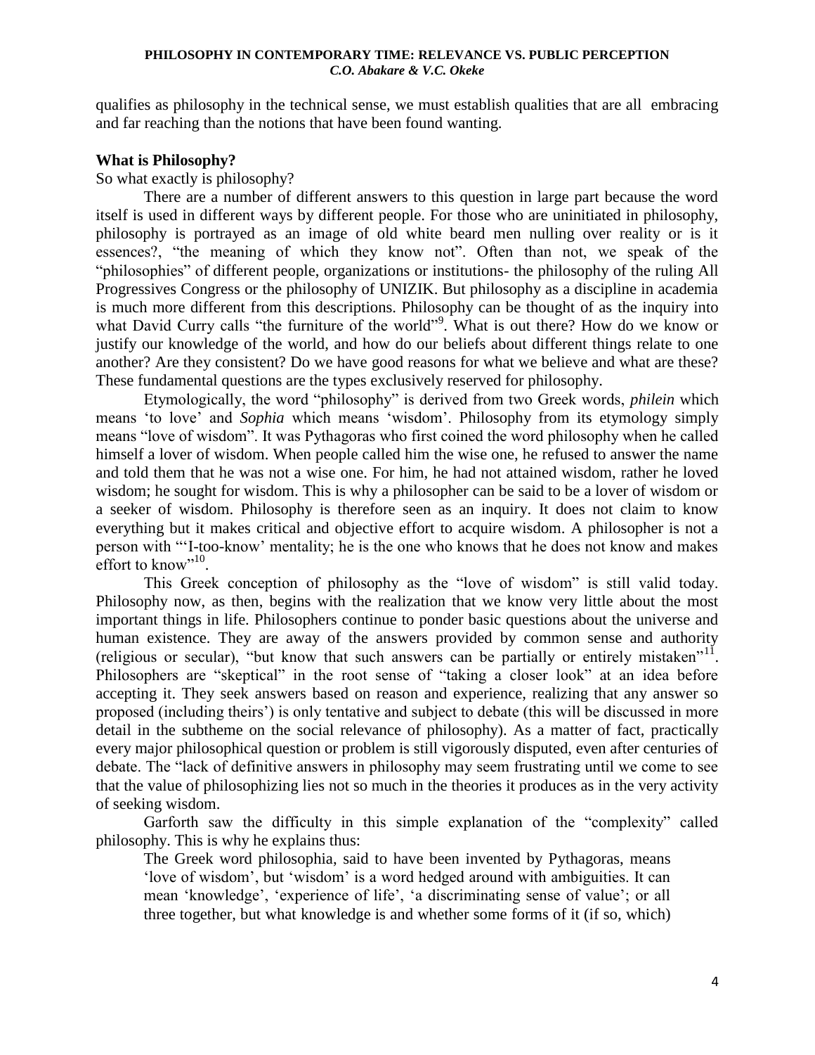qualifies as philosophy in the technical sense, we must establish qualities that are all embracing and far reaching than the notions that have been found wanting.

**What is Philosophy?**

So what exactly is philosophy?

There are a number of different answers to this question in large part because the word itself is used in different ways by different people. For those who are uninitiated in philosophy, philosophy is portrayed as an image of old white beard men nulling over reality or is it essences?, "the meaning of which they know not". Often than not, we speak of the "philosophies" of different people, organizations or institutions- the philosophy of the ruling All Progressives Congress or the philosophy of UNIZIK. But philosophy as a discipline in academia is much more different from this descriptions. Philosophy can be thought of as the inquiry into what David Curry calls "the furniture of the world"[9]. What is out there? How do we know or justify our knowledge of the world, and how do our beliefs about different things relate to one another? Are they consistent? Do we have good reasons for what we believe and what are these? These fundamental questions are the types exclusively reserved for philosophy.

Etymologically, the word "philosophy" is derived from two Greek words, *philein* which means 'to love' and *Sophia* which means 'wisdom'. Philosophy from its etymology simply means "love of wisdom". It was Pythagoras who first coined the word philosophy when he called himself a lover of wisdom. When people called him the wise one, he refused to answer the name and told them that he was not a wise one. For him, he had not attained wisdom, rather he loved wisdom; he sought for wisdom. This is why a philosopher can be said to be a lover of wisdom or a seeker of wisdom. Philosophy is therefore seen as an inquiry. It does not claim to know everything but it makes critical and objective effort to acquire wisdom. A philosopher is not a person with "'I-too-know' mentality; he is the one who knows that he does not know and makes effort to know"[10].

This Greek conception of philosophy as the "love of wisdom" is still valid today. Philosophy now, as then, begins with the realization that we know very little about the most important things in life. Philosophers continue to ponder basic questions about the universe and human existence. They are away of the answers provided by common sense and authority (religious or secular), "but know that such answers can be partially or entirely mistaken"[11]. Philosophers are "skeptical" in the root sense of "taking a closer look" at an idea before accepting it. They seek answers based on reason and experience, realizing that any answer so proposed (including theirs') is only tentative and subject to debate (this will be discussed in more detail in the subtheme on the social relevance of philosophy). As a matter of fact, practically every major philosophical question or problem is still vigorously disputed, even after centuries of debate. The "lack of definitive answers in philosophy may seem frustrating until we come to see that the value of philosophizing lies not so much in the theories it produces as in the very activity of seeking wisdom.

Garforth saw the difficulty in this simple explanation of the "complexity" called philosophy. This is why he explains thus:

> The Greek word philosophia, said to have been invented by Pythagoras, means 'love of wisdom', but 'wisdom' is a word hedged around with ambiguities. It can mean 'knowledge', 'experience of life', 'a discriminating sense of value'; or all three together, but what knowledge is and whether some forms of it (if so, which)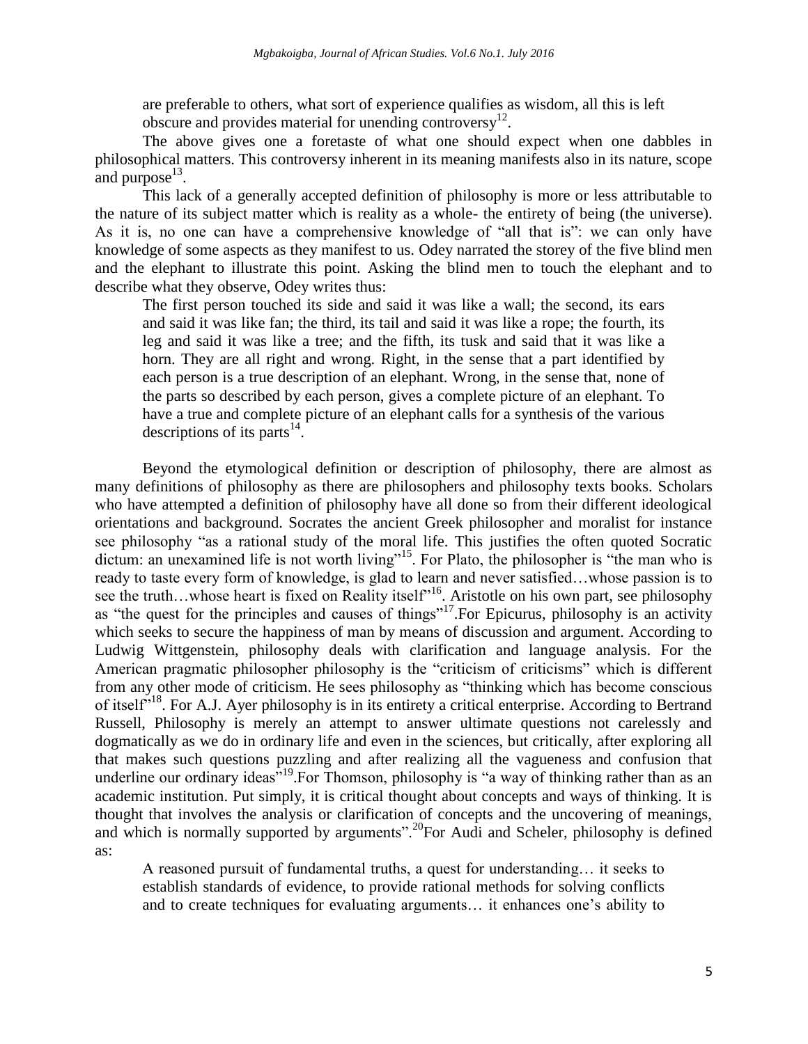are preferable to others, what sort of experience qualifies as wisdom, all this is left obscure and provides material for unending controversy[12].

The above gives one a foretaste of what one should expect when one dabbles in philosophical matters. This controversy inherent in its meaning manifests also in its nature, scope and purpose[13].

This lack of a generally accepted definition of philosophy is more or less attributable to the nature of its subject matter which is reality as a whole- the entirety of being (the universe). As it is, no one can have a comprehensive knowledge of "all that is": we can only have knowledge of some aspects as they manifest to us. Odey narrated the storey of the five blind men and the elephant to illustrate this point. Asking the blind men to touch the elephant and to describe what they observe, Odey writes thus:

> The first person touched its side and said it was like a wall; the second, its ears and said it was like fan; the third, its tail and said it was like a rope; the fourth, its leg and said it was like a tree; and the fifth, its tusk and said that it was like a horn. They are all right and wrong. Right, in the sense that a part identified by each person is a true description of an elephant. Wrong, in the sense that, none of the parts so described by each person, gives a complete picture of an elephant. To have a true and complete picture of an elephant calls for a synthesis of the various descriptions of its parts[14].

Beyond the etymological definition or description of philosophy, there are almost as many definitions of philosophy as there are philosophers and philosophy texts books. Scholars who have attempted a definition of philosophy have all done so from their different ideological orientations and background. Socrates the ancient Greek philosopher and moralist for instance see philosophy "as a rational study of the moral life. This justifies the often quoted Socratic dictum: an unexamined life is not worth living"[15]. For Plato, the philosopher is "the man who is ready to taste every form of knowledge, is glad to learn and never satisfied…whose passion is to see the truth…whose heart is fixed on Reality itself"[16]. Aristotle on his own part, see philosophy as "the quest for the principles and causes of things"[17].For Epicurus, philosophy is an activity which seeks to secure the happiness of man by means of discussion and argument. According to Ludwig Wittgenstein, philosophy deals with clarification and language analysis. For the American pragmatic philosopher philosophy is the "criticism of criticisms" which is different from any other mode of criticism. He sees philosophy as "thinking which has become conscious of itself"[18]. For A.J. Ayer philosophy is in its entirety a critical enterprise. According to Bertrand Russell, Philosophy is merely an attempt to answer ultimate questions not carelessly and dogmatically as we do in ordinary life and even in the sciences, but critically, after exploring all that makes such questions puzzling and after realizing all the vagueness and confusion that underline our ordinary ideas"[19].For Thomson, philosophy is "a way of thinking rather than as an academic institution. Put simply, it is critical thought about concepts and ways of thinking. It is thought that involves the analysis or clarification of concepts and the uncovering of meanings, and which is normally supported by arguments".[20]For Audi and Scheler, philosophy is defined as:

> A reasoned pursuit of fundamental truths, a quest for understanding… it seeks to establish standards of evidence, to provide rational methods for solving conflicts and to create techniques for evaluating arguments… it enhances one's ability to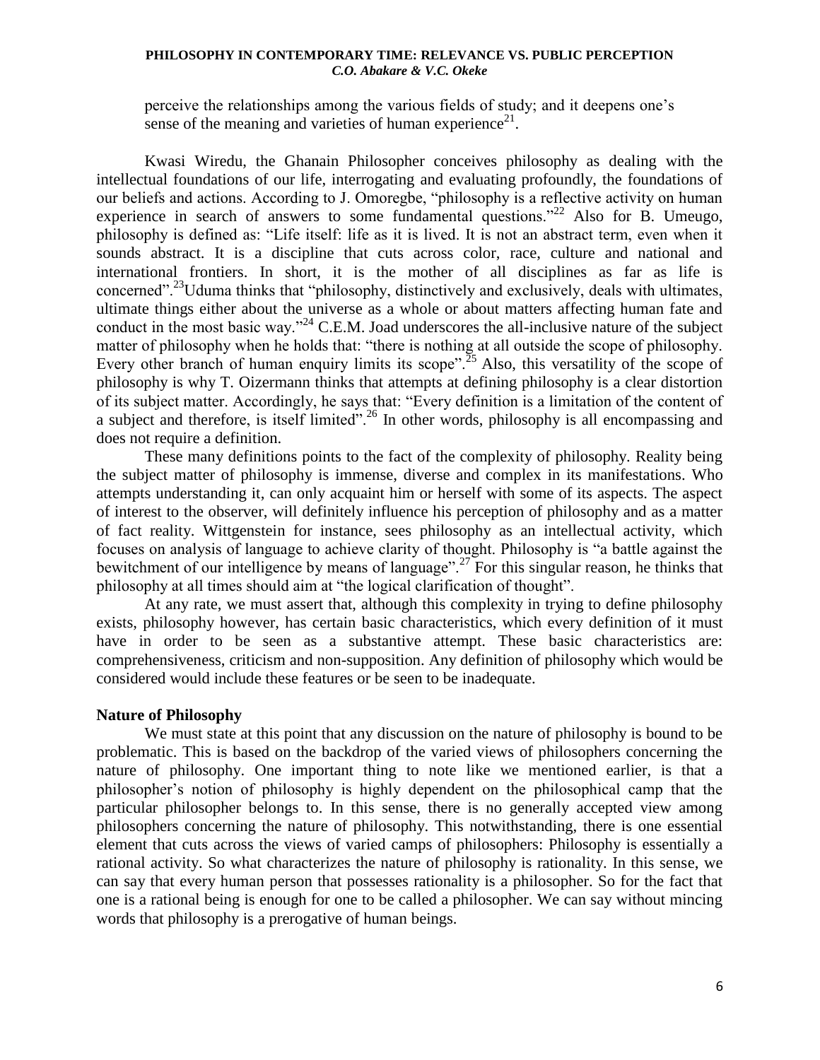perceive the relationships among the various fields of study; and it deepens one's sense of the meaning and varieties of human experience[21].

Kwasi Wiredu, the Ghanain Philosopher conceives philosophy as dealing with the intellectual foundations of our life, interrogating and evaluating profoundly, the foundations of our beliefs and actions. According to J. Omoregbe, "philosophy is a reflective activity on human experience in search of answers to some fundamental questions."[22] Also for B. Umeugo, philosophy is defined as: "Life itself: life as it is lived. It is not an abstract term, even when it sounds abstract. It is a discipline that cuts across color, race, culture and national and international frontiers. In short, it is the mother of all disciplines as far as life is concerned".[23]Uduma thinks that "philosophy, distinctively and exclusively, deals with ultimates, ultimate things either about the universe as a whole or about matters affecting human fate and conduct in the most basic way."[24] C.E.M. Joad underscores the all-inclusive nature of the subject matter of philosophy when he holds that: "there is nothing at all outside the scope of philosophy. Every other branch of human enquiry limits its scope".[25] Also, this versatility of the scope of philosophy is why T. Oizermann thinks that attempts at defining philosophy is a clear distortion of its subject matter. Accordingly, he says that: "Every definition is a limitation of the content of a subject and therefore, is itself limited".[26] In other words, philosophy is all encompassing and does not require a definition.

These many definitions points to the fact of the complexity of philosophy. Reality being the subject matter of philosophy is immense, diverse and complex in its manifestations. Who attempts understanding it, can only acquaint him or herself with some of its aspects. The aspect of interest to the observer, will definitely influence his perception of philosophy and as a matter of fact reality. Wittgenstein for instance, sees philosophy as an intellectual activity, which focuses on analysis of language to achieve clarity of thought. Philosophy is "a battle against the bewitchment of our intelligence by means of language".[27] For this singular reason, he thinks that philosophy at all times should aim at "the logical clarification of thought".

At any rate, we must assert that, although this complexity in trying to define philosophy exists, philosophy however, has certain basic characteristics, which every definition of it must have in order to be seen as a substantive attempt. These basic characteristics are: comprehensiveness, criticism and non-supposition. Any definition of philosophy which would be considered would include these features or be seen to be inadequate.

**Nature of Philosophy**

We must state at this point that any discussion on the nature of philosophy is bound to be problematic. This is based on the backdrop of the varied views of philosophers concerning the nature of philosophy. One important thing to note like we mentioned earlier, is that a philosopher's notion of philosophy is highly dependent on the philosophical camp that the particular philosopher belongs to. In this sense, there is no generally accepted view among philosophers concerning the nature of philosophy. This notwithstanding, there is one essential element that cuts across the views of varied camps of philosophers: Philosophy is essentially a rational activity. So what characterizes the nature of philosophy is rationality. In this sense, we can say that every human person that possesses rationality is a philosopher. So for the fact that one is a rational being is enough for one to be called a philosopher. We can say without mincing words that philosophy is a prerogative of human beings.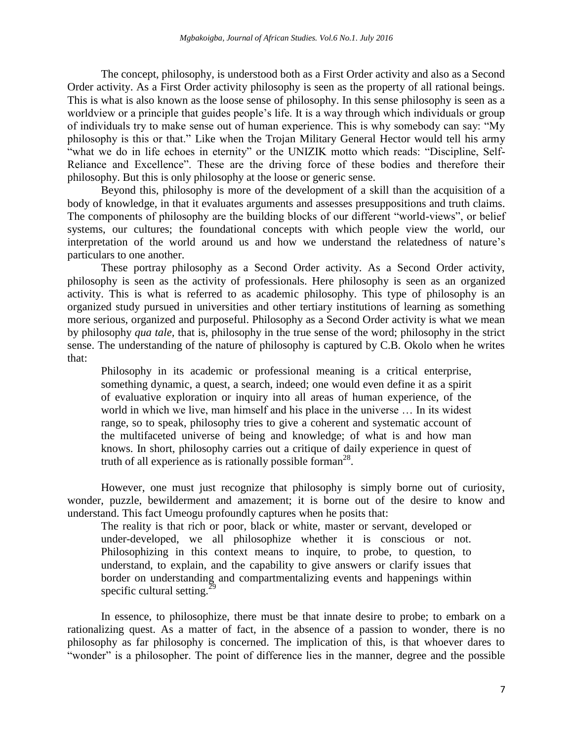The concept, philosophy, is understood both as a First Order activity and also as a Second Order activity. As a First Order activity philosophy is seen as the property of all rational beings. This is what is also known as the loose sense of philosophy. In this sense philosophy is seen as a worldview or a principle that guides people's life. It is a way through which individuals or group of individuals try to make sense out of human experience. This is why somebody can say: "My philosophy is this or that." Like when the Trojan Military General Hector would tell his army "what we do in life echoes in eternity" or the UNIZIK motto which reads: "Discipline, Self-Reliance and Excellence". These are the driving force of these bodies and therefore their philosophy. But this is only philosophy at the loose or generic sense.

Beyond this, philosophy is more of the development of a skill than the acquisition of a body of knowledge, in that it evaluates arguments and assesses presuppositions and truth claims. The components of philosophy are the building blocks of our different "world-views", or belief systems, our cultures; the foundational concepts with which people view the world, our interpretation of the world around us and how we understand the relatedness of nature's particulars to one another.

These portray philosophy as a Second Order activity. As a Second Order activity, philosophy is seen as the activity of professionals. Here philosophy is seen as an organized activity. This is what is referred to as academic philosophy. This type of philosophy is an organized study pursued in universities and other tertiary institutions of learning as something more serious, organized and purposeful. Philosophy as a Second Order activity is what we mean by philosophy *qua tale,* that is, philosophy in the true sense of the word; philosophy in the strict sense. The understanding of the nature of philosophy is captured by C.B. Okolo when he writes that:

> Philosophy in its academic or professional meaning is a critical enterprise, something dynamic, a quest, a search, indeed; one would even define it as a spirit of evaluative exploration or inquiry into all areas of human experience, of the world in which we live, man himself and his place in the universe … In its widest range, so to speak, philosophy tries to give a coherent and systematic account of the multifaceted universe of being and knowledge; of what is and how man knows. In short, philosophy carries out a critique of daily experience in quest of truth of all experience as is rationally possible forman[28].

However, one must just recognize that philosophy is simply borne out of curiosity, wonder, puzzle, bewilderment and amazement; it is borne out of the desire to know and understand. This fact Umeogu profoundly captures when he posits that:

> The reality is that rich or poor, black or white, master or servant, developed or under-developed, we all philosophize whether it is conscious or not. Philosophizing in this context means to inquire, to probe, to question, to understand, to explain, and the capability to give answers or clarify issues that border on understanding and compartmentalizing events and happenings within specific cultural setting.[29]

In essence, to philosophize, there must be that innate desire to probe; to embark on a rationalizing quest. As a matter of fact, in the absence of a passion to wonder, there is no philosophy as far philosophy is concerned. The implication of this, is that whoever dares to "wonder" is a philosopher. The point of difference lies in the manner, degree and the possible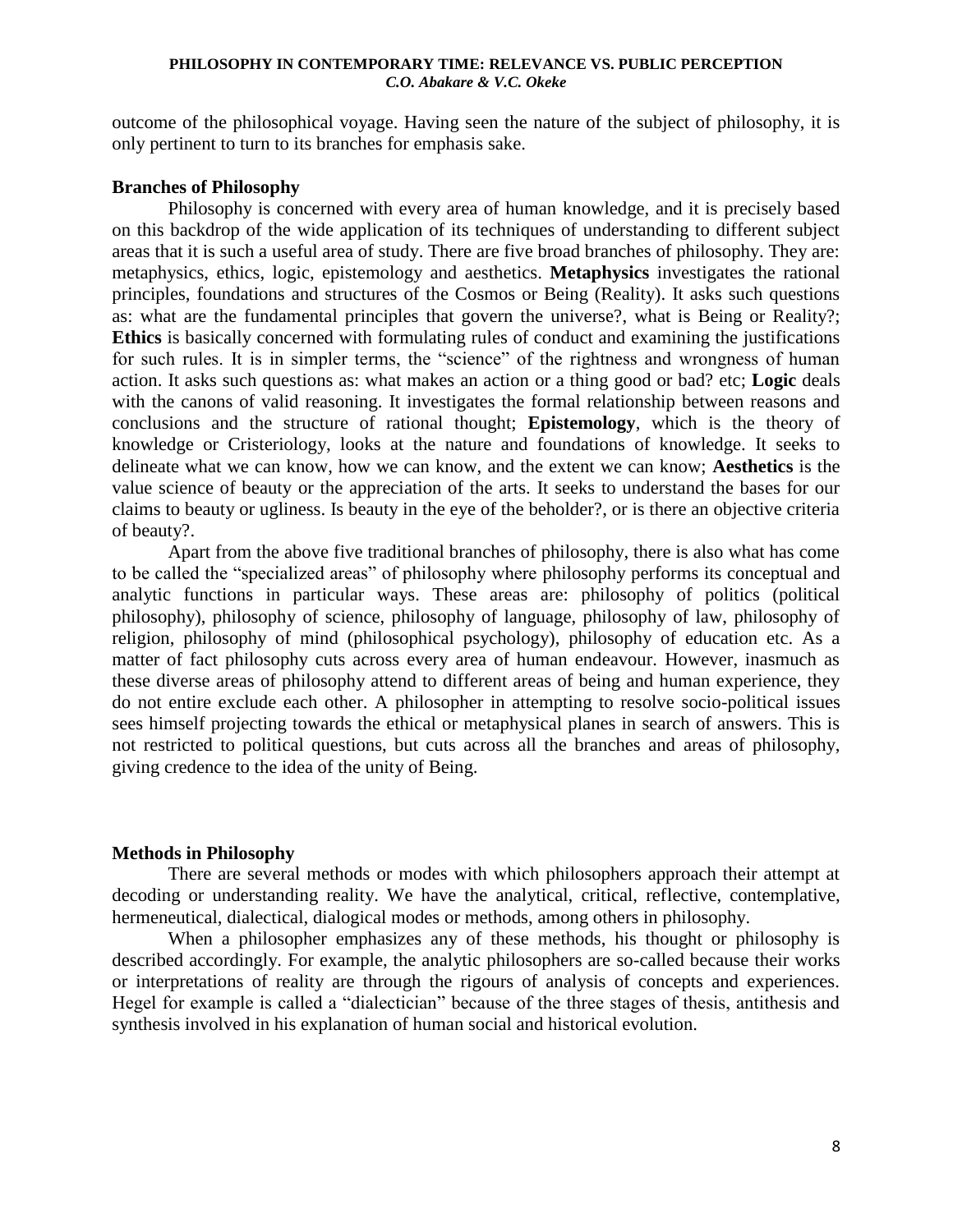outcome of the philosophical voyage. Having seen the nature of the subject of philosophy, it is only pertinent to turn to its branches for emphasis sake.

## Branches of Philosophy

Philosophy is concerned with every area of human knowledge, and it is precisely based on this backdrop of the wide application of its techniques of understanding to different subject areas that it is such a useful area of study. There are five broad branches of philosophy. They are: metaphysics, ethics, logic, epistemology and aesthetics. **Metaphysics** investigates the rational principles, foundations and structures of the Cosmos or Being (Reality). It asks such questions as: what are the fundamental principles that govern the universe?, what is Being or Reality?; **Ethics** is basically concerned with formulating rules of conduct and examining the justifications for such rules. It is in simpler terms, the "science" of the rightness and wrongness of human action. It asks such questions as: what makes an action or a thing good or bad? etc; **Logic** deals with the canons of valid reasoning. It investigates the formal relationship between reasons and conclusions and the structure of rational thought; **Epistemology**, which is the theory of knowledge or Cristeriology, looks at the nature and foundations of knowledge. It seeks to delineate what we can know, how we can know, and the extent we can know; **Aesthetics** is the value science of beauty or the appreciation of the arts. It seeks to understand the bases for our claims to beauty or ugliness. Is beauty in the eye of the beholder?, or is there an objective criteria of beauty?.

Apart from the above five traditional branches of philosophy, there is also what has come to be called the "specialized areas" of philosophy where philosophy performs its conceptual and analytic functions in particular ways. These areas are: philosophy of politics (political philosophy), philosophy of science, philosophy of language, philosophy of law, philosophy of religion, philosophy of mind (philosophical psychology), philosophy of education etc. As a matter of fact philosophy cuts across every area of human endeavour. However, inasmuch as these diverse areas of philosophy attend to different areas of being and human experience, they do not entire exclude each other. A philosopher in attempting to resolve socio-political issues sees himself projecting towards the ethical or metaphysical planes in search of answers. This is not restricted to political questions, but cuts across all the branches and areas of philosophy, giving credence to the idea of the unity of Being.

## Methods in Philosophy

There are several methods or modes with which philosophers approach their attempt at decoding or understanding reality. We have the analytical, critical, reflective, contemplative, hermeneutical, dialectical, dialogical modes or methods, among others in philosophy.

When a philosopher emphasizes any of these methods, his thought or philosophy is described accordingly. For example, the analytic philosophers are so-called because their works or interpretations of reality are through the rigours of analysis of concepts and experiences. Hegel for example is called a "dialectician" because of the three stages of thesis, antithesis and synthesis involved in his explanation of human social and historical evolution.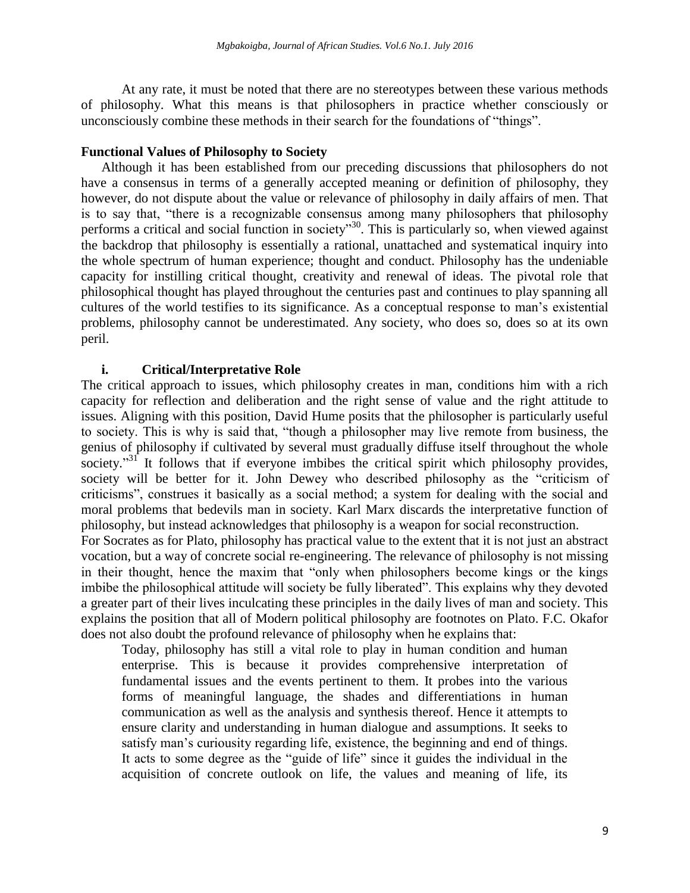At any rate, it must be noted that there are no stereotypes between these various methods of philosophy. What this means is that philosophers in practice whether consciously or unconsciously combine these methods in their search for the foundations of "things".

### Functional Values of Philosophy to Society

Although it has been established from our preceding discussions that philosophers do not have a consensus in terms of a generally accepted meaning or definition of philosophy, they however, do not dispute about the value or relevance of philosophy in daily affairs of men. That is to say that, "there is a recognizable consensus among many philosophers that philosophy performs a critical and social function in society"[30]. This is particularly so, when viewed against the backdrop that philosophy is essentially a rational, unattached and systematical inquiry into the whole spectrum of human experience; thought and conduct. Philosophy has the undeniable capacity for instilling critical thought, creativity and renewal of ideas. The pivotal role that philosophical thought has played throughout the centuries past and continues to play spanning all cultures of the world testifies to its significance. As a conceptual response to man's existential problems, philosophy cannot be underestimated. Any society, who does so, does so at its own peril.

#### i. Critical/Interpretative Role

The critical approach to issues, which philosophy creates in man, conditions him with a rich capacity for reflection and deliberation and the right sense of value and the right attitude to issues. Aligning with this position, David Hume posits that the philosopher is particularly useful to society. This is why is said that, "though a philosopher may live remote from business, the genius of philosophy if cultivated by several must gradually diffuse itself throughout the whole society."[31] It follows that if everyone imbibes the critical spirit which philosophy provides, society will be better for it. John Dewey who described philosophy as the "criticism of criticisms", construes it basically as a social method; a system for dealing with the social and moral problems that bedevils man in society. Karl Marx discards the interpretative function of philosophy, but instead acknowledges that philosophy is a weapon for social reconstruction.

For Socrates as for Plato, philosophy has practical value to the extent that it is not just an abstract vocation, but a way of concrete social re-engineering. The relevance of philosophy is not missing in their thought, hence the maxim that "only when philosophers become kings or the kings imbibe the philosophical attitude will society be fully liberated". This explains why they devoted a greater part of their lives inculcating these principles in the daily lives of man and society. This explains the position that all of Modern political philosophy are footnotes on Plato. F.C. Okafor does not also doubt the profound relevance of philosophy when he explains that:

> Today, philosophy has still a vital role to play in human condition and human enterprise. This is because it provides comprehensive interpretation of fundamental issues and the events pertinent to them. It probes into the various forms of meaningful language, the shades and differentiations in human communication as well as the analysis and synthesis thereof. Hence it attempts to ensure clarity and understanding in human dialogue and assumptions. It seeks to satisfy man's curiousity regarding life, existence, the beginning and end of things. It acts to some degree as the "guide of life" since it guides the individual in the acquisition of concrete outlook on life, the values and meaning of life, its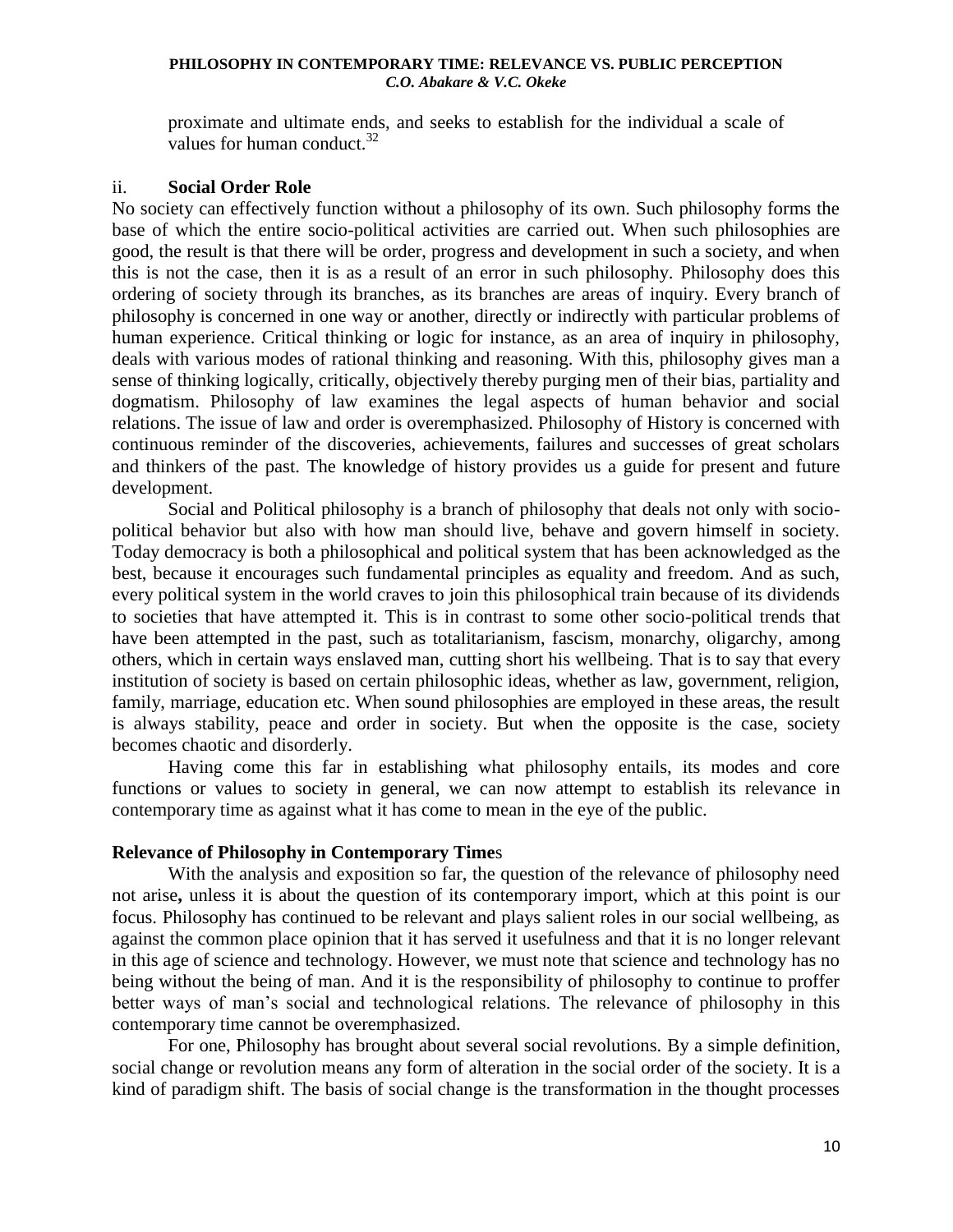proximate and ultimate ends, and seeks to establish for the individual a scale of values for human conduct.[32]

ii. **Social Order Role**

No society can effectively function without a philosophy of its own. Such philosophy forms the base of which the entire socio-political activities are carried out. When such philosophies are good, the result is that there will be order, progress and development in such a society, and when this is not the case, then it is as a result of an error in such philosophy. Philosophy does this ordering of society through its branches, as its branches are areas of inquiry. Every branch of philosophy is concerned in one way or another, directly or indirectly with particular problems of human experience. Critical thinking or logic for instance, as an area of inquiry in philosophy, deals with various modes of rational thinking and reasoning. With this, philosophy gives man a sense of thinking logically, critically, objectively thereby purging men of their bias, partiality and dogmatism. Philosophy of law examines the legal aspects of human behavior and social relations. The issue of law and order is overemphasized. Philosophy of History is concerned with continuous reminder of the discoveries, achievements, failures and successes of great scholars and thinkers of the past. The knowledge of history provides us a guide for present and future development.

Social and Political philosophy is a branch of philosophy that deals not only with socio-political behavior but also with how man should live, behave and govern himself in society. Today democracy is both a philosophical and political system that has been acknowledged as the best, because it encourages such fundamental principles as equality and freedom. And as such, every political system in the world craves to join this philosophical train because of its dividends to societies that have attempted it. This is in contrast to some other socio-political trends that have been attempted in the past, such as totalitarianism, fascism, monarchy, oligarchy, among others, which in certain ways enslaved man, cutting short his wellbeing. That is to say that every institution of society is based on certain philosophic ideas, whether as law, government, religion, family, marriage, education etc. When sound philosophies are employed in these areas, the result is always stability, peace and order in society. But when the opposite is the case, society becomes chaotic and disorderly.

Having come this far in establishing what philosophy entails, its modes and core functions or values to society in general, we can now attempt to establish its relevance in contemporary time as against what it has come to mean in the eye of the public.

**Relevance of Philosophy in Contemporary Time**s

With the analysis and exposition so far, the question of the relevance of philosophy need not arise**,** unless it is about the question of its contemporary import, which at this point is our focus. Philosophy has continued to be relevant and plays salient roles in our social wellbeing, as against the common place opinion that it has served it usefulness and that it is no longer relevant in this age of science and technology. However, we must note that science and technology has no being without the being of man. And it is the responsibility of philosophy to continue to proffer better ways of man's social and technological relations. The relevance of philosophy in this contemporary time cannot be overemphasized.

For one, Philosophy has brought about several social revolutions. By a simple definition, social change or revolution means any form of alteration in the social order of the society. It is a kind of paradigm shift. The basis of social change is the transformation in the thought processes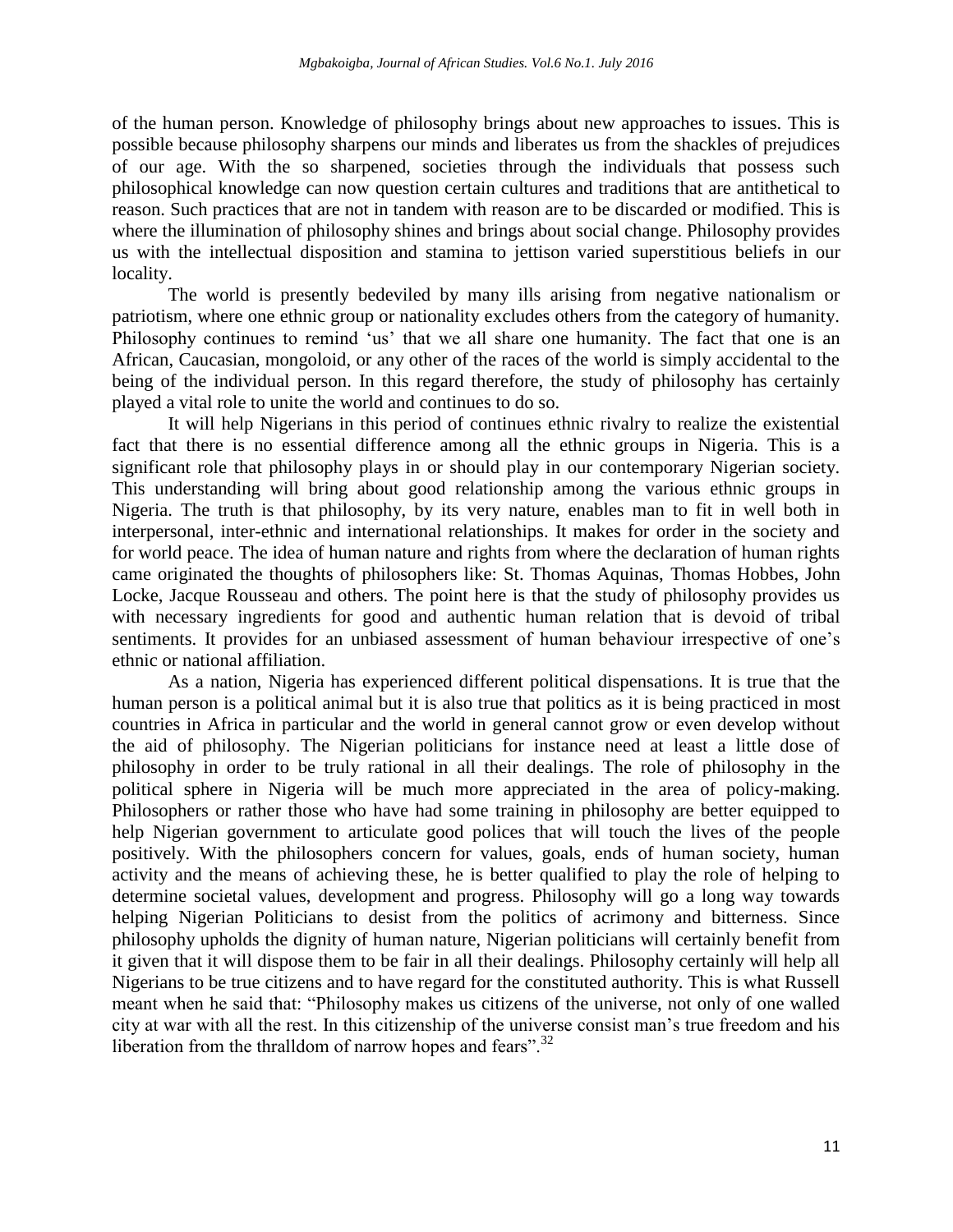of the human person. Knowledge of philosophy brings about new approaches to issues. This is possible because philosophy sharpens our minds and liberates us from the shackles of prejudices of our age. With the so sharpened, societies through the individuals that possess such philosophical knowledge can now question certain cultures and traditions that are antithetical to reason. Such practices that are not in tandem with reason are to be discarded or modified. This is where the illumination of philosophy shines and brings about social change. Philosophy provides us with the intellectual disposition and stamina to jettison varied superstitious beliefs in our locality.

The world is presently bedeviled by many ills arising from negative nationalism or patriotism, where one ethnic group or nationality excludes others from the category of humanity. Philosophy continues to remind 'us' that we all share one humanity. The fact that one is an African, Caucasian, mongoloid, or any other of the races of the world is simply accidental to the being of the individual person. In this regard therefore, the study of philosophy has certainly played a vital role to unite the world and continues to do so.

It will help Nigerians in this period of continues ethnic rivalry to realize the existential fact that there is no essential difference among all the ethnic groups in Nigeria. This is a significant role that philosophy plays in or should play in our contemporary Nigerian society. This understanding will bring about good relationship among the various ethnic groups in Nigeria. The truth is that philosophy, by its very nature, enables man to fit in well both in interpersonal, inter-ethnic and international relationships. It makes for order in the society and for world peace. The idea of human nature and rights from where the declaration of human rights came originated the thoughts of philosophers like: St. Thomas Aquinas, Thomas Hobbes, John Locke, Jacque Rousseau and others. The point here is that the study of philosophy provides us with necessary ingredients for good and authentic human relation that is devoid of tribal sentiments. It provides for an unbiased assessment of human behaviour irrespective of one's ethnic or national affiliation.

As a nation, Nigeria has experienced different political dispensations. It is true that the human person is a political animal but it is also true that politics as it is being practiced in most countries in Africa in particular and the world in general cannot grow or even develop without the aid of philosophy. The Nigerian politicians for instance need at least a little dose of philosophy in order to be truly rational in all their dealings. The role of philosophy in the political sphere in Nigeria will be much more appreciated in the area of policy-making. Philosophers or rather those who have had some training in philosophy are better equipped to help Nigerian government to articulate good polices that will touch the lives of the people positively. With the philosophers concern for values, goals, ends of human society, human activity and the means of achieving these, he is better qualified to play the role of helping to determine societal values, development and progress. Philosophy will go a long way towards helping Nigerian Politicians to desist from the politics of acrimony and bitterness. Since philosophy upholds the dignity of human nature, Nigerian politicians will certainly benefit from it given that it will dispose them to be fair in all their dealings. Philosophy certainly will help all Nigerians to be true citizens and to have regard for the constituted authority. This is what Russell meant when he said that: "Philosophy makes us citizens of the universe, not only of one walled city at war with all the rest. In this citizenship of the universe consist man's true freedom and his liberation from the thralldom of narrow hopes and fears".[32]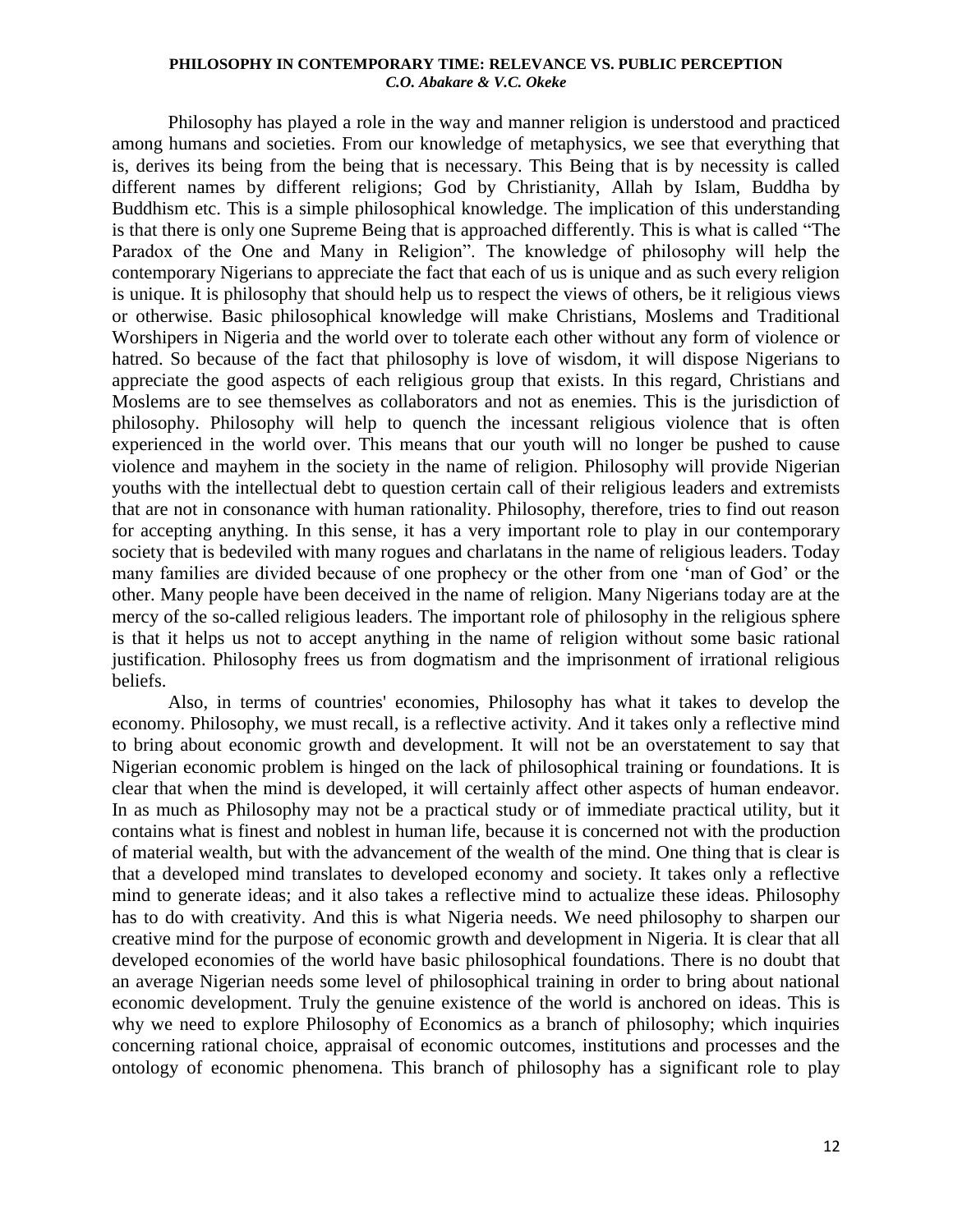Philosophy has played a role in the way and manner religion is understood and practiced among humans and societies. From our knowledge of metaphysics, we see that everything that is, derives its being from the being that is necessary. This Being that is by necessity is called different names by different religions; God by Christianity, Allah by Islam, Buddha by Buddhism etc. This is a simple philosophical knowledge. The implication of this understanding is that there is only one Supreme Being that is approached differently. This is what is called "The Paradox of the One and Many in Religion". The knowledge of philosophy will help the contemporary Nigerians to appreciate the fact that each of us is unique and as such every religion is unique. It is philosophy that should help us to respect the views of others, be it religious views or otherwise. Basic philosophical knowledge will make Christians, Moslems and Traditional Worshipers in Nigeria and the world over to tolerate each other without any form of violence or hatred. So because of the fact that philosophy is love of wisdom, it will dispose Nigerians to appreciate the good aspects of each religious group that exists. In this regard, Christians and Moslems are to see themselves as collaborators and not as enemies. This is the jurisdiction of philosophy. Philosophy will help to quench the incessant religious violence that is often experienced in the world over. This means that our youth will no longer be pushed to cause violence and mayhem in the society in the name of religion. Philosophy will provide Nigerian youths with the intellectual debt to question certain call of their religious leaders and extremists that are not in consonance with human rationality. Philosophy, therefore, tries to find out reason for accepting anything. In this sense, it has a very important role to play in our contemporary society that is bedeviled with many rogues and charlatans in the name of religious leaders. Today many families are divided because of one prophecy or the other from one 'man of God' or the other. Many people have been deceived in the name of religion. Many Nigerians today are at the mercy of the so-called religious leaders. The important role of philosophy in the religious sphere is that it helps us not to accept anything in the name of religion without some basic rational justification. Philosophy frees us from dogmatism and the imprisonment of irrational religious beliefs.

Also, in terms of countries' economies, Philosophy has what it takes to develop the economy. Philosophy, we must recall, is a reflective activity. And it takes only a reflective mind to bring about economic growth and development. It will not be an overstatement to say that Nigerian economic problem is hinged on the lack of philosophical training or foundations. It is clear that when the mind is developed, it will certainly affect other aspects of human endeavor. In as much as Philosophy may not be a practical study or of immediate practical utility, but it contains what is finest and noblest in human life, because it is concerned not with the production of material wealth, but with the advancement of the wealth of the mind. One thing that is clear is that a developed mind translates to developed economy and society. It takes only a reflective mind to generate ideas; and it also takes a reflective mind to actualize these ideas. Philosophy has to do with creativity. And this is what Nigeria needs. We need philosophy to sharpen our creative mind for the purpose of economic growth and development in Nigeria. It is clear that all developed economies of the world have basic philosophical foundations. There is no doubt that an average Nigerian needs some level of philosophical training in order to bring about national economic development. Truly the genuine existence of the world is anchored on ideas. This is why we need to explore Philosophy of Economics as a branch of philosophy; which inquiries concerning rational choice, appraisal of economic outcomes, institutions and processes and the ontology of economic phenomena. This branch of philosophy has a significant role to play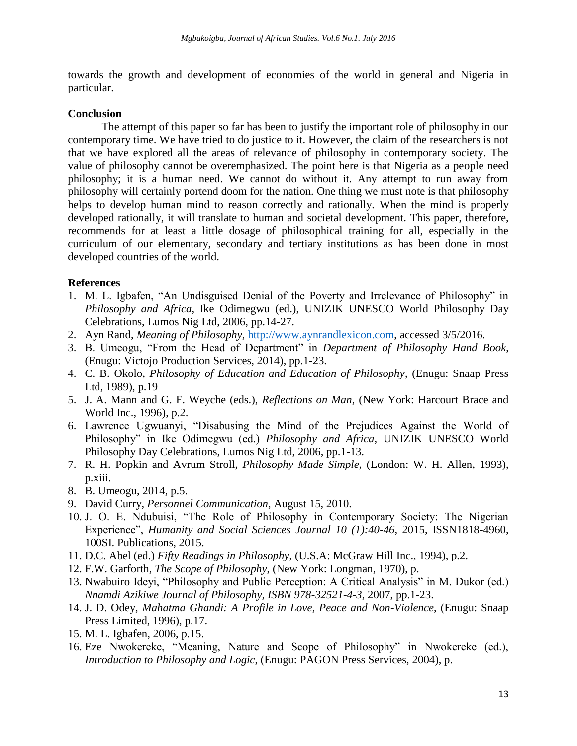towards the growth and development of economies of the world in general and Nigeria in particular.

## Conclusion

The attempt of this paper so far has been to justify the important role of philosophy in our contemporary time. We have tried to do justice to it. However, the claim of the researchers is not that we have explored all the areas of relevance of philosophy in contemporary society. The value of philosophy cannot be overemphasized. The point here is that Nigeria as a people need philosophy; it is a human need. We cannot do without it. Any attempt to run away from philosophy will certainly portend doom for the nation. One thing we must note is that philosophy helps to develop human mind to reason correctly and rationally. When the mind is properly developed rationally, it will translate to human and societal development. This paper, therefore, recommends for at least a little dosage of philosophical training for all, especially in the curriculum of our elementary, secondary and tertiary institutions as has been done in most developed countries of the world.

## References

1. M. L. Igbafen, "An Undisguised Denial of the Poverty and Irrelevance of Philosophy" in *Philosophy and Africa*, Ike Odimegwu (ed.), UNIZIK UNESCO World Philosophy Day Celebrations, Lumos Nig Ltd, 2006, pp.14-27.
2. Ayn Rand, *Meaning of Philosophy*, http://www.aynrandlexicon.com, accessed 3/5/2016.
3. B. Umeogu, "From the Head of Department" in *Department of Philosophy Hand Book*, (Enugu: Victojo Production Services, 2014), pp.1-23.
4. C. B. Okolo, *Philosophy of Education and Education of Philosophy*, (Enugu: Snaap Press Ltd, 1989), p.19
5. J. A. Mann and G. F. Weyche (eds.), *Reflections on Man*, (New York: Harcourt Brace and World Inc., 1996), p.2.
6. Lawrence Ugwuanyi, "Disabusing the Mind of the Prejudices Against the World of Philosophy" in Ike Odimegwu (ed.) *Philosophy and Africa*, UNIZIK UNESCO World Philosophy Day Celebrations, Lumos Nig Ltd, 2006, pp.1-13.
7. R. H. Popkin and Avrum Stroll, *Philosophy Made Simple*, (London: W. H. Allen, 1993), p.xiii.
8. B. Umeogu, 2014, p.5.
9. David Curry, *Personnel Communication*, August 15, 2010.
10. J. O. E. Ndubuisi, "The Role of Philosophy in Contemporary Society: The Nigerian Experience", *Humanity and Social Sciences Journal 10 (1):40-46*, 2015, ISSN1818-4960, 100SI. Publications, 2015.
11. D.C. Abel (ed.) *Fifty Readings in Philosophy*, (U.S.A: McGraw Hill Inc., 1994), p.2.
12. F.W. Garforth, *The Scope of Philosophy*, (New York: Longman, 1970), p.
13. Nwabuiro Ideyi, "Philosophy and Public Perception: A Critical Analysis" in M. Dukor (ed.) *Nnamdi Azikiwe Journal of Philosophy, ISBN 978-32521-4-3*, 2007, pp.1-23.
14. J. D. Odey, *Mahatma Ghandi: A Profile in Love, Peace and Non-Violence*, (Enugu: Snaap Press Limited, 1996), p.17.
15. M. L. Igbafen, 2006, p.15.
16. Eze Nwokereke, "Meaning, Nature and Scope of Philosophy" in Nwokereke (ed.), *Introduction to Philosophy and Logic*, (Enugu: PAGON Press Services, 2004), p.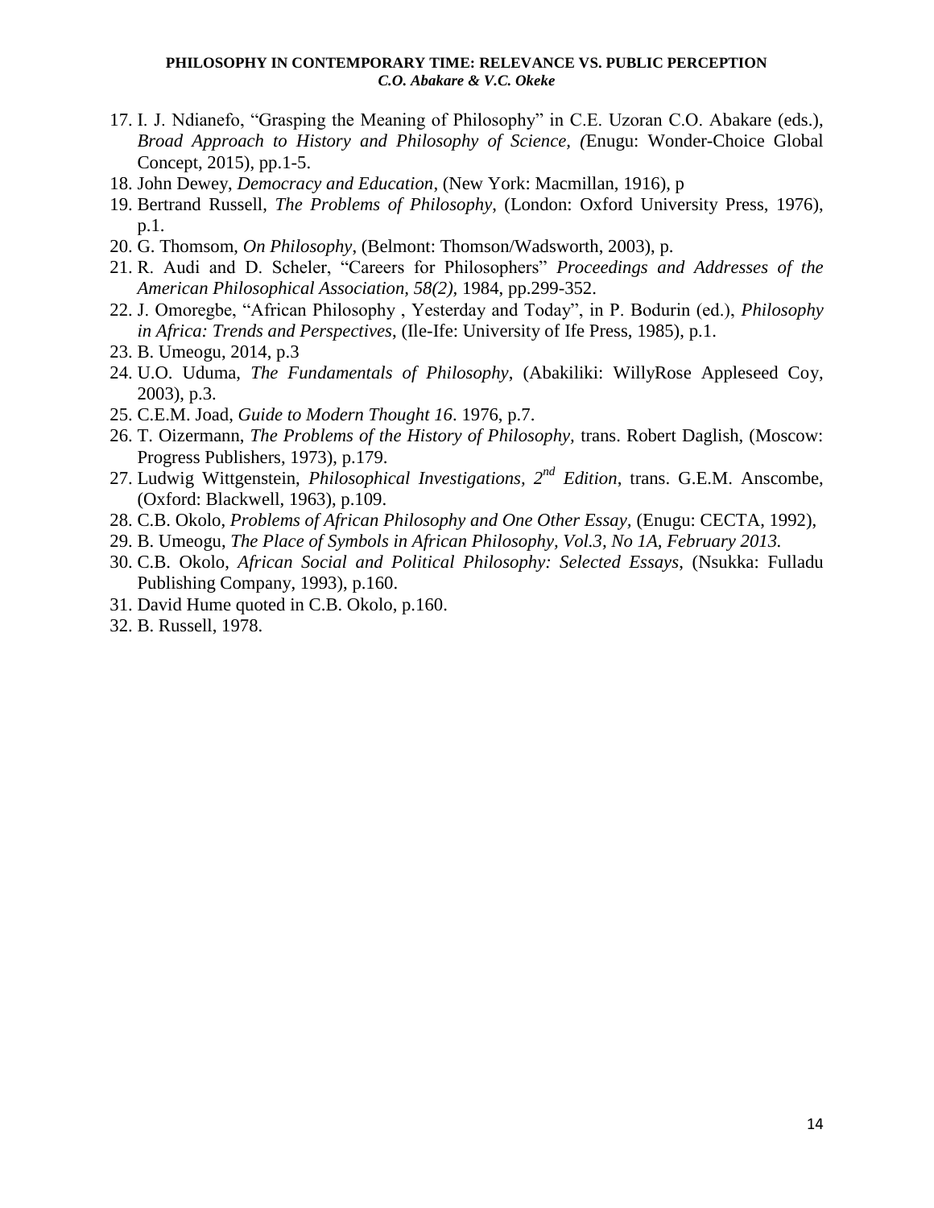17. I. J. Ndianefo, “Grasping the Meaning of Philosophy” in C.E. Uzoran C.O. Abakare (eds.), *Broad Approach to History and Philosophy of Science, (*Enugu: Wonder-Choice Global Concept, 2015), pp.1-5.
18. John Dewey, *Democracy and Education*, (New York: Macmillan, 1916), p
19. Bertrand Russell, *The Problems of Philosophy,* (London: Oxford University Press, 1976), p.1.
20. G. Thomsom, *On Philosophy,* (Belmont: Thomson/Wadsworth, 2003), p.
21. R. Audi and D. Scheler, “Careers for Philosophers” *Proceedings and Addresses of the American Philosophical Association, 58(2),* 1984, pp.299-352.
22. J. Omoregbe, “African Philosophy , Yesterday and Today”, in P. Bodurin (ed.), *Philosophy in Africa: Trends and Perspectives*, (Ile-Ife: University of Ife Press, 1985), p.1.
23. B. Umeogu, 2014, p.3
24. U.O. Uduma, *The Fundamentals of Philosophy*, (Abakiliki: WillyRose Appleseed Coy, 2003), p.3.
25. C.E.M. Joad, *Guide to Modern Thought 16*. 1976, p.7.
26. T. Oizermann, *The Problems of the History of Philosophy,* trans. Robert Daglish, (Moscow: Progress Publishers, 1973), p.179.
27. Ludwig Wittgenstein, *Philosophical Investigations, 2nd Edition*, trans. G.E.M. Anscombe, (Oxford: Blackwell, 1963), p.109.
28. C.B. Okolo, *Problems of African Philosophy and One Other Essay,* (Enugu: CECTA, 1992),
29. B. Umeogu, *The Place of Symbols in African Philosophy, Vol.3, No 1A, February 2013.*
30. C.B. Okolo, *African Social and Political Philosophy: Selected Essays*, (Nsukka: Fulladu Publishing Company, 1993), p.160.
31. David Hume quoted in C.B. Okolo, p.160.
32. B. Russell, 1978.